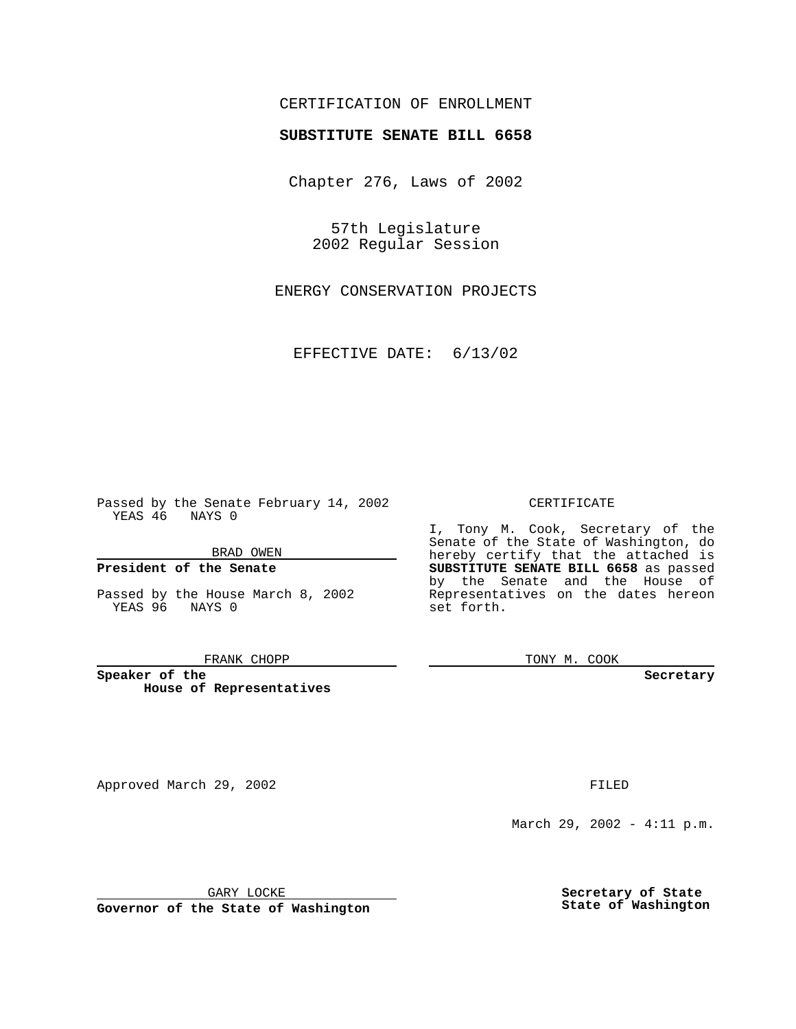CERTIFICATION OF ENROLLMENT

**SUBSTITUTE SENATE BILL 6658**

Chapter 276, Laws of 2002

57th Legislature
2002 Regular Session

ENERGY CONSERVATION PROJECTS

EFFECTIVE DATE: 6/13/02

Passed by the Senate February 14, 2002
YEAS 46 NAYS 0

BRAD OWEN

**President of the Senate**

Passed by the House March 8, 2002
YEAS 96 NAYS 0

FRANK CHOPP

**Speaker of the House of Representatives**

CERTIFICATE

I, Tony M. Cook, Secretary of the Senate of the State of Washington, do hereby certify that the attached is **SUBSTITUTE SENATE BILL 6658** as passed by the Senate and the House of Representatives on the dates hereon set forth.

TONY M. COOK

**Secretary**

Approved March 29, 2002

GARY LOCKE

**Governor of the State of Washington**

FILED

March 29, 2002 - 4:11 p.m.

**Secretary of State**
**State of Washington**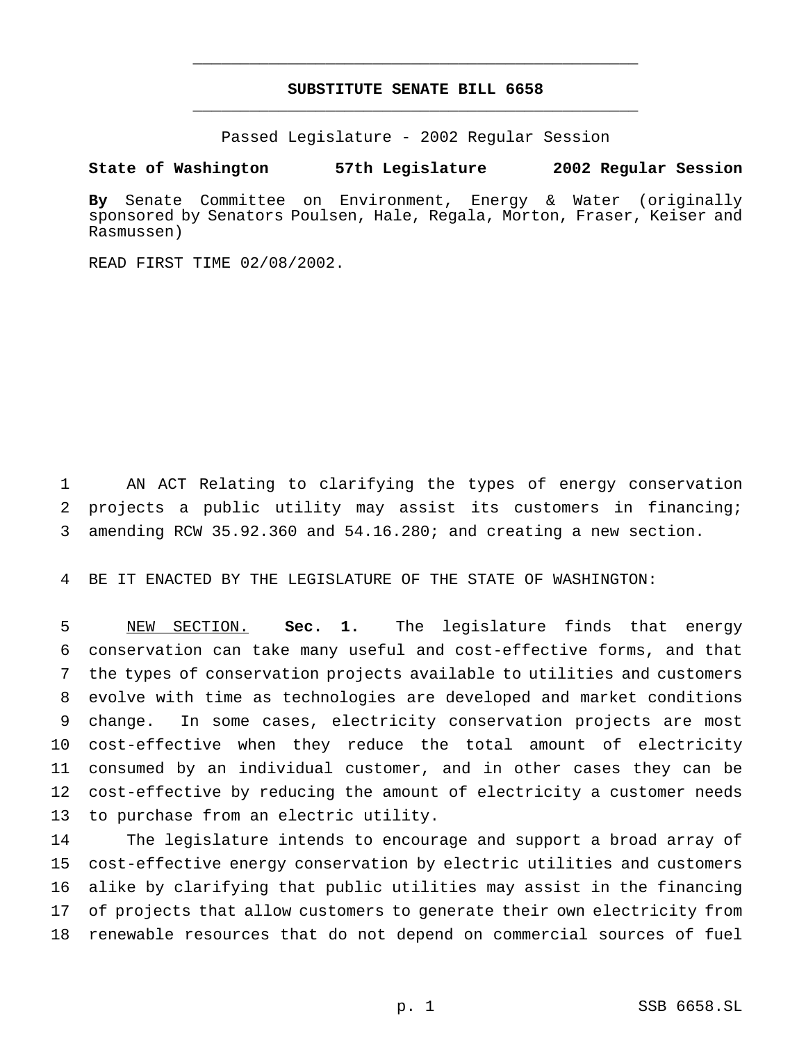# SUBSTITUTE SENATE BILL 6658

Passed Legislature - 2002 Regular Session

**State of Washington 57th Legislature 2002 Regular Session**

**By** Senate Committee on Environment, Energy & Water (originally sponsored by Senators Poulsen, Hale, Regala, Morton, Fraser, Keiser and Rasmussen)

READ FIRST TIME 02/08/2002.

AN ACT Relating to clarifying the types of energy conservation projects a public utility may assist its customers in financing; amending RCW 35.92.360 and 54.16.280; and creating a new section.

BE IT ENACTED BY THE LEGISLATURE OF THE STATE OF WASHINGTON:

NEW SECTION. **Sec. 1.** The legislature finds that energy conservation can take many useful and cost-effective forms, and that the types of conservation projects available to utilities and customers evolve with time as technologies are developed and market conditions change. In some cases, electricity conservation projects are most cost-effective when they reduce the total amount of electricity consumed by an individual customer, and in other cases they can be cost-effective by reducing the amount of electricity a customer needs to purchase from an electric utility.

The legislature intends to encourage and support a broad array of cost-effective energy conservation by electric utilities and customers alike by clarifying that public utilities may assist in the financing of projects that allow customers to generate their own electricity from renewable resources that do not depend on commercial sources of fuel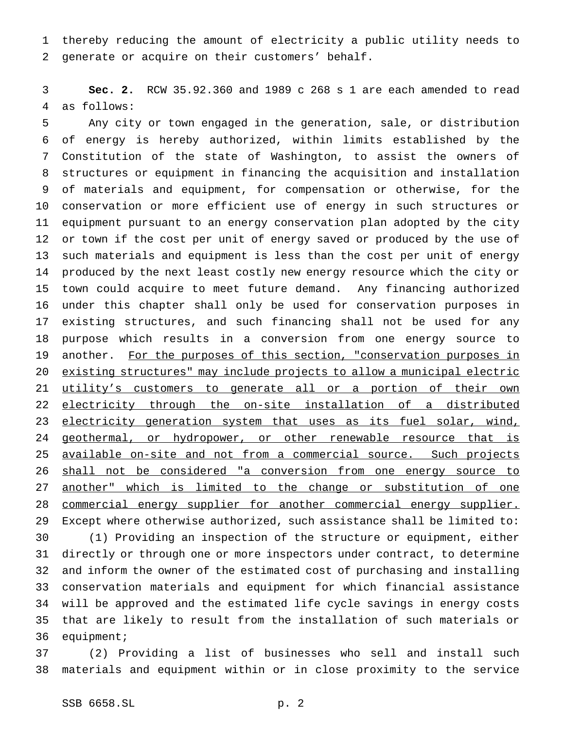thereby reducing the amount of electricity a public utility needs to generate or acquire on their customers' behalf.

**Sec. 2.** RCW 35.92.360 and 1989 c 268 s 1 are each amended to read as follows:

Any city or town engaged in the generation, sale, or distribution of energy is hereby authorized, within limits established by the Constitution of the state of Washington, to assist the owners of structures or equipment in financing the acquisition and installation of materials and equipment, for compensation or otherwise, for the conservation or more efficient use of energy in such structures or equipment pursuant to an energy conservation plan adopted by the city or town if the cost per unit of energy saved or produced by the use of such materials and equipment is less than the cost per unit of energy produced by the next least costly new energy resource which the city or town could acquire to meet future demand. Any financing authorized under this chapter shall only be used for conservation purposes in existing structures, and such financing shall not be used for any purpose which results in a conversion from one energy source to another. <u>For the purposes of this section, "conservation purposes in existing structures" may include projects to allow a municipal electric utility's customers to generate all or a portion of their own electricity through the on-site installation of a distributed electricity generation system that uses as its fuel solar, wind, geothermal, or hydropower, or other renewable resource that is available on-site and not from a commercial source. Such projects shall not be considered "a conversion from one energy source to another" which is limited to the change or substitution of one commercial energy supplier for another commercial energy supplier.</u> Except where otherwise authorized, such assistance shall be limited to:

(1) Providing an inspection of the structure or equipment, either directly or through one or more inspectors under contract, to determine and inform the owner of the estimated cost of purchasing and installing conservation materials and equipment for which financial assistance will be approved and the estimated life cycle savings in energy costs that are likely to result from the installation of such materials or equipment;

(2) Providing a list of businesses who sell and install such materials and equipment within or in close proximity to the service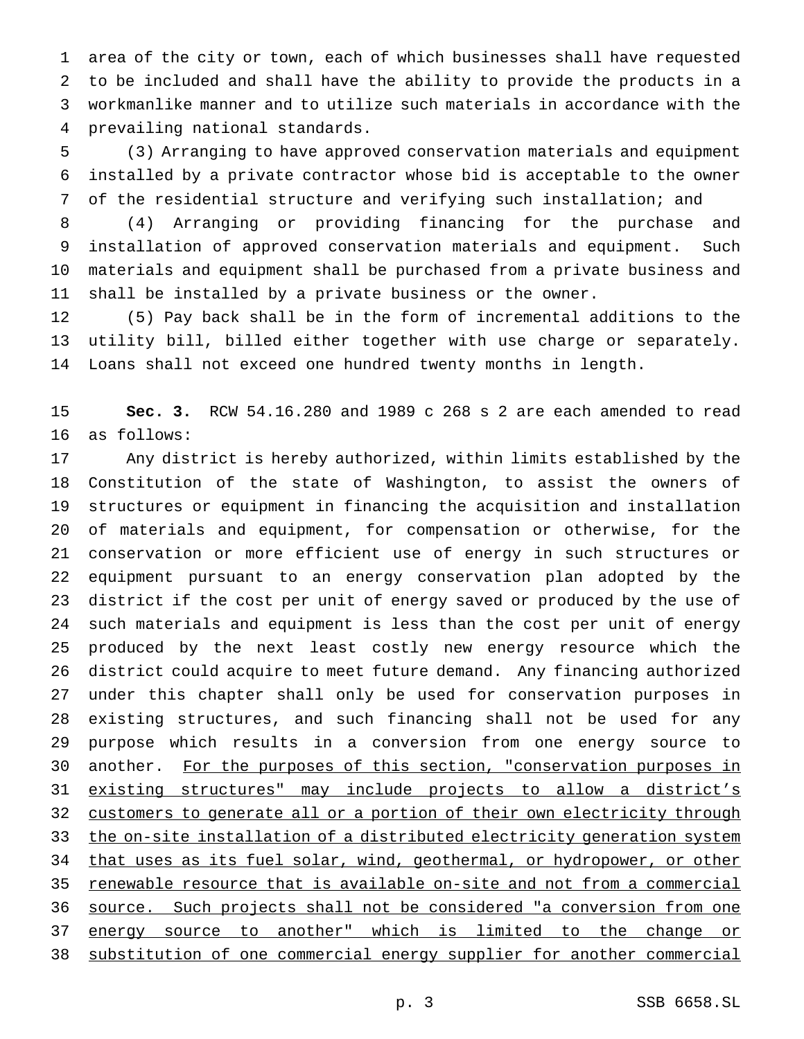area of the city or town, each of which businesses shall have requested to be included and shall have the ability to provide the products in a workmanlike manner and to utilize such materials in accordance with the prevailing national standards.

(3) Arranging to have approved conservation materials and equipment installed by a private contractor whose bid is acceptable to the owner of the residential structure and verifying such installation; and

(4) Arranging or providing financing for the purchase and installation of approved conservation materials and equipment. Such materials and equipment shall be purchased from a private business and shall be installed by a private business or the owner.

(5) Pay back shall be in the form of incremental additions to the utility bill, billed either together with use charge or separately. Loans shall not exceed one hundred twenty months in length.

**Sec. 3.** RCW 54.16.280 and 1989 c 268 s 2 are each amended to read as follows:

Any district is hereby authorized, within limits established by the Constitution of the state of Washington, to assist the owners of structures or equipment in financing the acquisition and installation of materials and equipment, for compensation or otherwise, for the conservation or more efficient use of energy in such structures or equipment pursuant to an energy conservation plan adopted by the district if the cost per unit of energy saved or produced by the use of such materials and equipment is less than the cost per unit of energy produced by the next least costly new energy resource which the district could acquire to meet future demand. Any financing authorized under this chapter shall only be used for conservation purposes in existing structures, and such financing shall not be used for any purpose which results in a conversion from one energy source to another. <u>For the purposes of this section, "conservation purposes in existing structures" may include projects to allow a district's customers to generate all or a portion of their own electricity through the on-site installation of a distributed electricity generation system that uses as its fuel solar, wind, geothermal, or hydropower, or other renewable resource that is available on-site and not from a commercial source. Such projects shall not be considered "a conversion from one energy source to another" which is limited to the change or substitution of one commercial energy supplier for another commercial</u>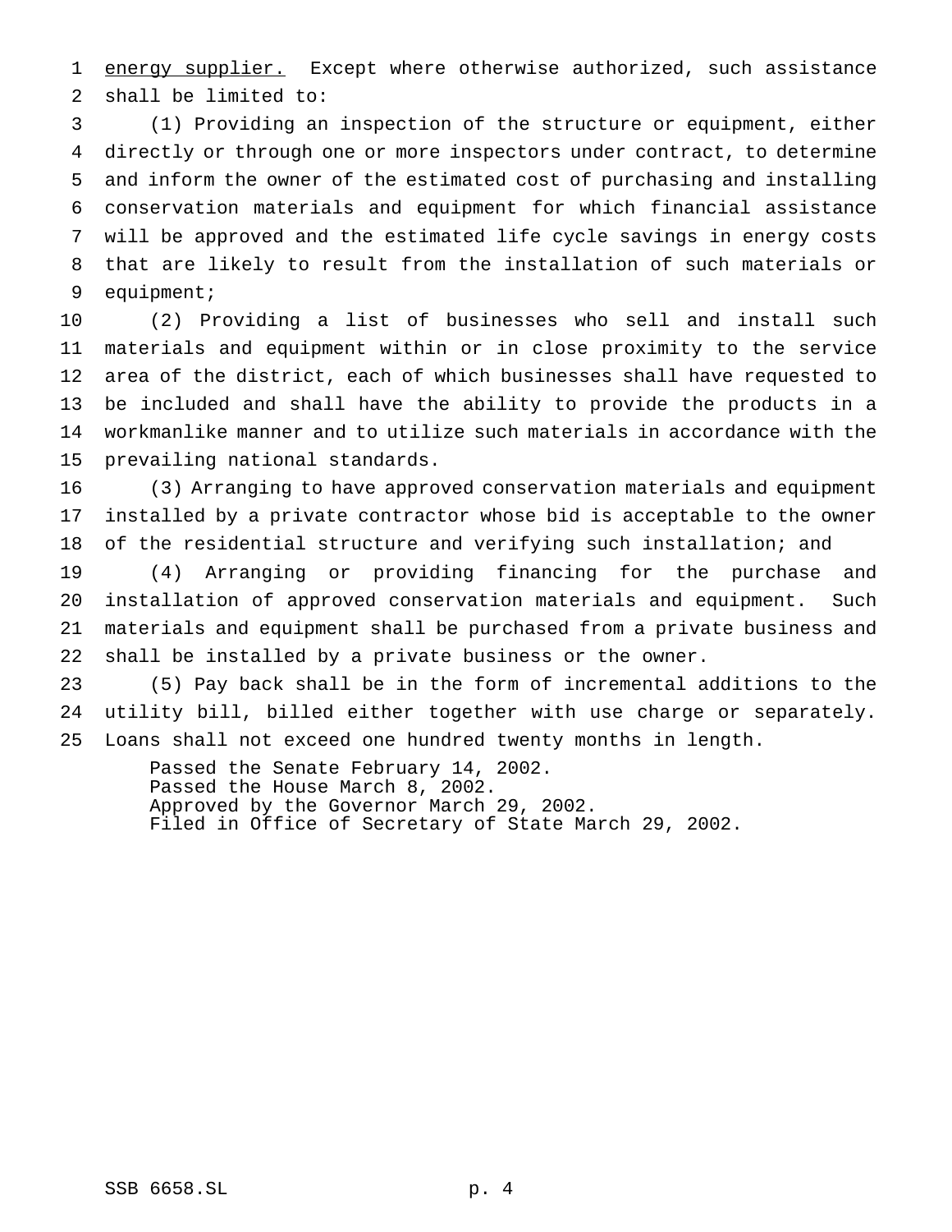energy supplier. Except where otherwise authorized, such assistance shall be limited to:

(1) Providing an inspection of the structure or equipment, either directly or through one or more inspectors under contract, to determine and inform the owner of the estimated cost of purchasing and installing conservation materials and equipment for which financial assistance will be approved and the estimated life cycle savings in energy costs that are likely to result from the installation of such materials or equipment;

(2) Providing a list of businesses who sell and install such materials and equipment within or in close proximity to the service area of the district, each of which businesses shall have requested to be included and shall have the ability to provide the products in a workmanlike manner and to utilize such materials in accordance with the prevailing national standards.

(3) Arranging to have approved conservation materials and equipment installed by a private contractor whose bid is acceptable to the owner of the residential structure and verifying such installation; and

(4) Arranging or providing financing for the purchase and installation of approved conservation materials and equipment. Such materials and equipment shall be purchased from a private business and shall be installed by a private business or the owner.

(5) Pay back shall be in the form of incremental additions to the utility bill, billed either together with use charge or separately. Loans shall not exceed one hundred twenty months in length.

Passed the Senate February 14, 2002.
Passed the House March 8, 2002.
Approved by the Governor March 29, 2002.
Filed in Office of Secretary of State March 29, 2002.